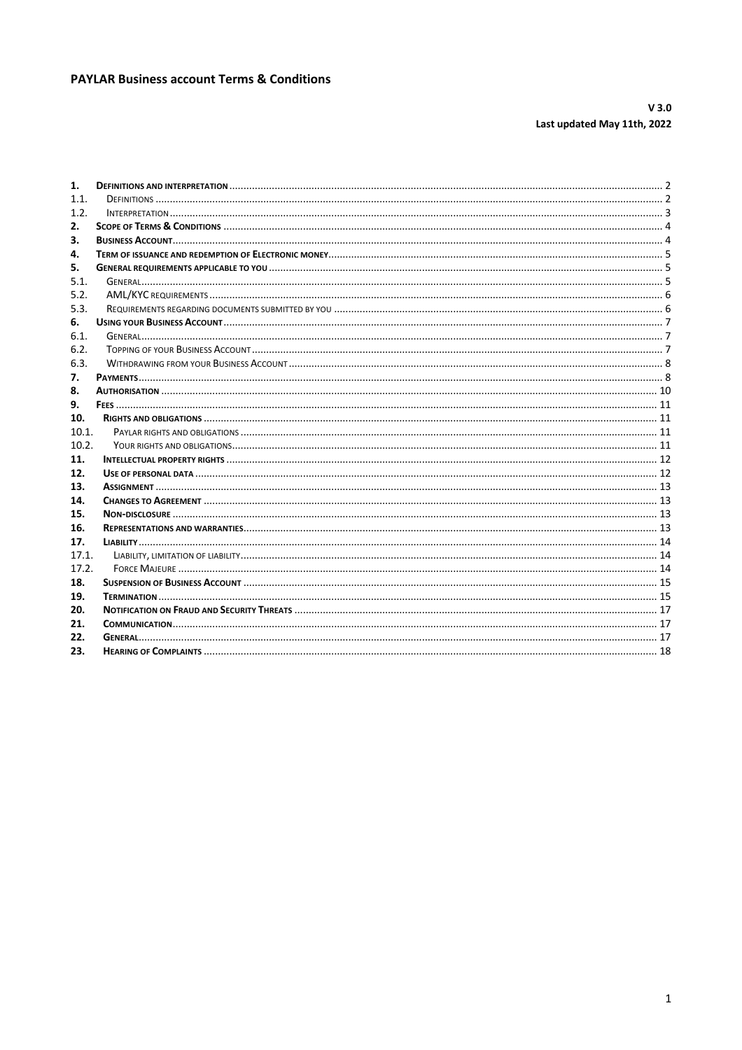# PAYLAR Business account Terms & Conditions

**V 3.0**
**Last updated May 11th, 2022**

| | | |
|---|---|---|
| **1.** | **Definitions and interpretation** | 2 |
| 1.1. | Definitions | 2 |
| 1.2. | Interpretation | 3 |
| **2.** | **Scope of Terms & Conditions** | 4 |
| **3.** | **Business Account** | 4 |
| **4.** | **Term of issuance and redemption of Electronic money** | 5 |
| **5.** | **General requirements applicable to you** | 5 |
| 5.1. | General | 5 |
| 5.2. | AML/KYC requirements | 6 |
| 5.3. | Requirements regarding documents submitted by you | 6 |
| **6.** | **Using your Business Account** | 7 |
| 6.1. | General | 7 |
| 6.2. | Topping of your Business Account | 7 |
| 6.3. | Withdrawing from your Business Account | 8 |
| **7.** | **Payments** | 8 |
| **8.** | **Authorisation** | 10 |
| **9.** | **Fees** | 11 |
| **10.** | **Rights and obligations** | 11 |
| 10.1. | Paylar rights and obligations | 11 |
| 10.2. | Your rights and obligations | 11 |
| **11.** | **Intellectual property rights** | 12 |
| **12.** | **Use of personal data** | 12 |
| **13.** | **Assignment** | 13 |
| **14.** | **Changes to Agreement** | 13 |
| **15.** | **Non-disclosure** | 13 |
| **16.** | **Representations and warranties** | 13 |
| **17.** | **Liability** | 14 |
| 17.1. | Liability, limitation of liability | 14 |
| 17.2. | Force Majeure | 14 |
| **18.** | **Suspension of Business Account** | 15 |
| **19.** | **Termination** | 15 |
| **20.** | **Notification on Fraud and Security Threats** | 17 |
| **21.** | **Communication** | 17 |
| **22.** | **General** | 17 |
| **23.** | **Hearing of Complaints** | 18 |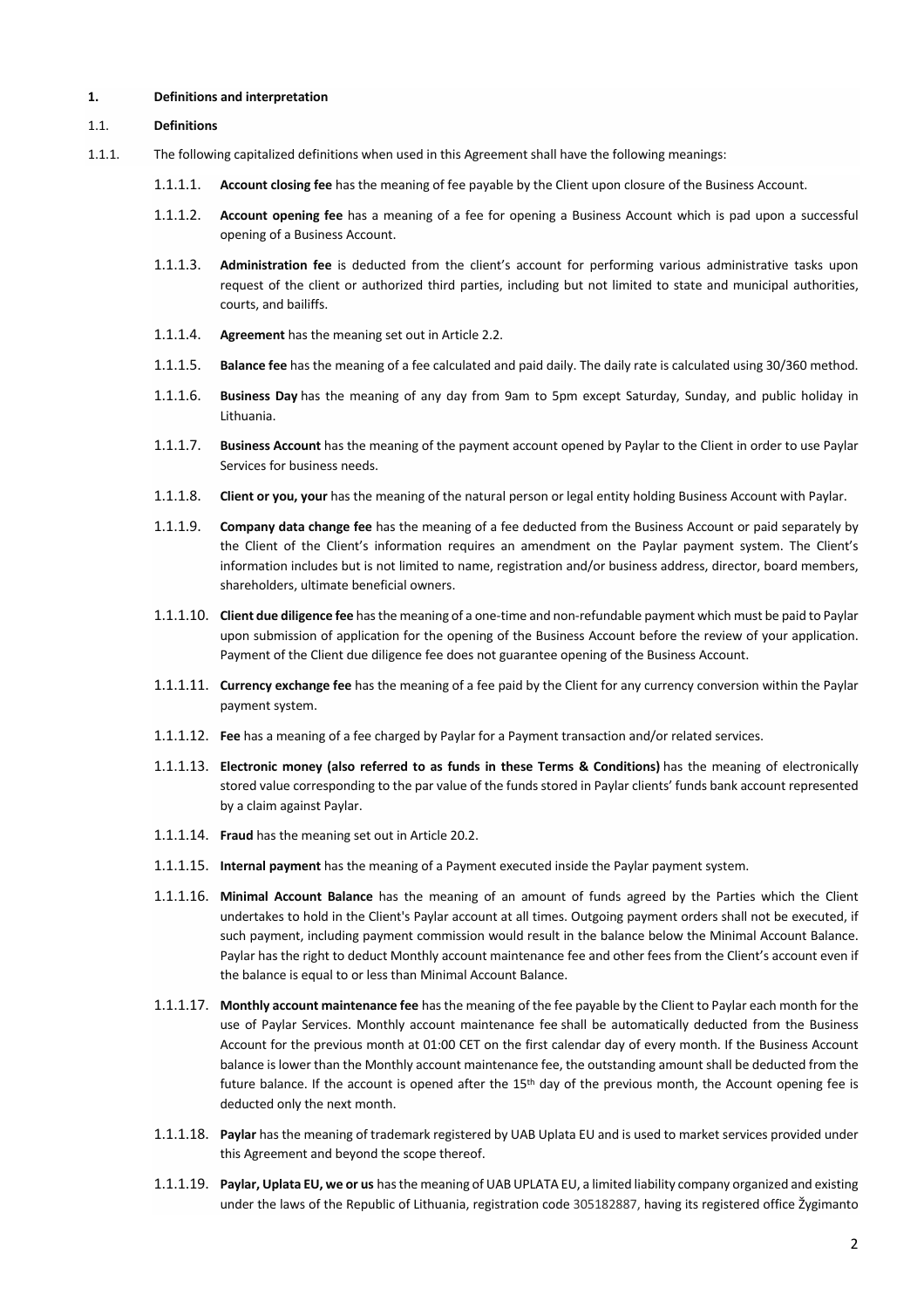**1. Definitions and interpretation**

**1.1. Definitions**

1.1.1. The following capitalized definitions when used in this Agreement shall have the following meanings:

1.1.1.1. **Account closing fee** has the meaning of fee payable by the Client upon closure of the Business Account.

1.1.1.2. **Account opening fee** has a meaning of a fee for opening a Business Account which is pad upon a successful opening of a Business Account.

1.1.1.3. **Administration fee** is deducted from the client's account for performing various administrative tasks upon request of the client or authorized third parties, including but not limited to state and municipal authorities, courts, and bailiffs.

1.1.1.4. **Agreement** has the meaning set out in Article 2.2.

1.1.1.5. **Balance fee** has the meaning of a fee calculated and paid daily. The daily rate is calculated using 30/360 method.

1.1.1.6. **Business Day** has the meaning of any day from 9am to 5pm except Saturday, Sunday, and public holiday in Lithuania.

1.1.1.7. **Business Account** has the meaning of the payment account opened by Paylar to the Client in order to use Paylar Services for business needs.

1.1.1.8. **Client or you, your** has the meaning of the natural person or legal entity holding Business Account with Paylar.

1.1.1.9. **Company data change fee** has the meaning of a fee deducted from the Business Account or paid separately by the Client of the Client's information requires an amendment on the Paylar payment system. The Client's information includes but is not limited to name, registration and/or business address, director, board members, shareholders, ultimate beneficial owners.

1.1.1.10. **Client due diligence fee** has the meaning of a one-time and non-refundable payment which must be paid to Paylar upon submission of application for the opening of the Business Account before the review of your application. Payment of the Client due diligence fee does not guarantee opening of the Business Account.

1.1.1.11. **Currency exchange fee** has the meaning of a fee paid by the Client for any currency conversion within the Paylar payment system.

1.1.1.12. **Fee** has a meaning of a fee charged by Paylar for a Payment transaction and/or related services.

1.1.1.13. **Electronic money (also referred to as funds in these Terms & Conditions)** has the meaning of electronically stored value corresponding to the par value of the funds stored in Paylar clients' funds bank account represented by a claim against Paylar.

1.1.1.14. **Fraud** has the meaning set out in Article 20.2.

1.1.1.15. **Internal payment** has the meaning of a Payment executed inside the Paylar payment system.

1.1.1.16. **Minimal Account Balance** has the meaning of an amount of funds agreed by the Parties which the Client undertakes to hold in the Client's Paylar account at all times. Outgoing payment orders shall not be executed, if such payment, including payment commission would result in the balance below the Minimal Account Balance. Paylar has the right to deduct Monthly account maintenance fee and other fees from the Client's account even if the balance is equal to or less than Minimal Account Balance.

1.1.1.17. **Monthly account maintenance fee** has the meaning of the fee payable by the Client to Paylar each month for the use of Paylar Services. Monthly account maintenance fee shall be automatically deducted from the Business Account for the previous month at 01:00 CET on the first calendar day of every month. If the Business Account balance is lower than the Monthly account maintenance fee, the outstanding amount shall be deducted from the future balance. If the account is opened after the 15th day of the previous month, the Account opening fee is deducted only the next month.

1.1.1.18. **Paylar** has the meaning of trademark registered by UAB Uplata EU and is used to market services provided under this Agreement and beyond the scope thereof.

1.1.1.19. **Paylar, Uplata EU, we or us** has the meaning of UAB UPLATA EU, a limited liability company organized and existing under the laws of the Republic of Lithuania, registration code 305182887, having its registered office Žygimanto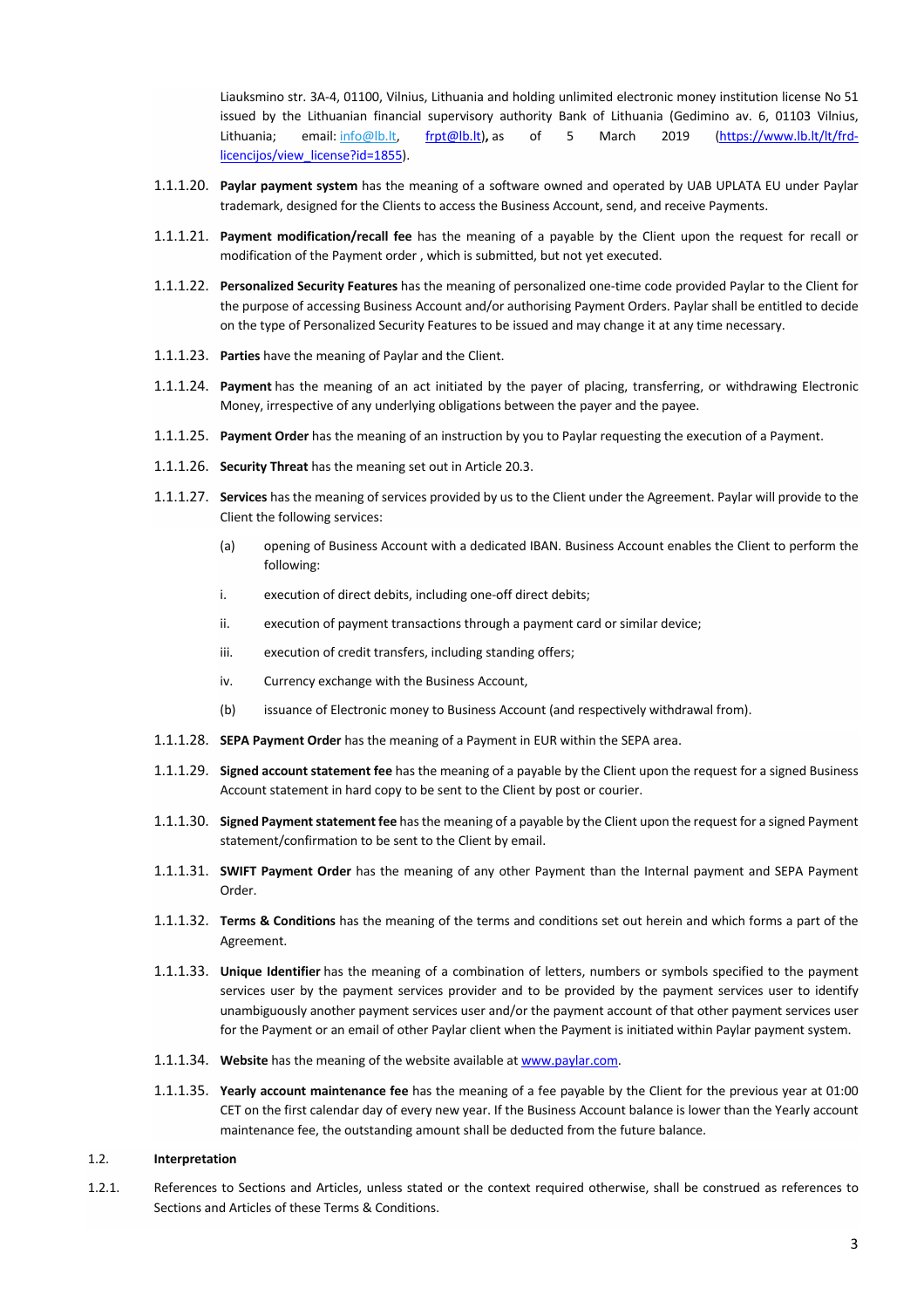Liauksmino str. 3A-4, 01100, Vilnius, Lithuania and holding unlimited electronic money institution license No 51 issued by the Lithuanian financial supervisory authority Bank of Lithuania (Gedimino av. 6, 01103 Vilnius, Lithuania; email: info@lb.lt, frpt@lb.lt), as of 5 March 2019 (https://www.lb.lt/lt/frd-licencijos/view_license?id=1855).

1.1.1.20. **Paylar payment system** has the meaning of a software owned and operated by UAB UPLATA EU under Paylar trademark, designed for the Clients to access the Business Account, send, and receive Payments.

1.1.1.21. **Payment modification/recall fee** has the meaning of a payable by the Client upon the request for recall or modification of the Payment order , which is submitted, but not yet executed.

1.1.1.22. **Personalized Security Features** has the meaning of personalized one-time code provided Paylar to the Client for the purpose of accessing Business Account and/or authorising Payment Orders. Paylar shall be entitled to decide on the type of Personalized Security Features to be issued and may change it at any time necessary.

1.1.1.23. **Parties** have the meaning of Paylar and the Client.

1.1.1.24. **Payment** has the meaning of an act initiated by the payer of placing, transferring, or withdrawing Electronic Money, irrespective of any underlying obligations between the payer and the payee.

1.1.1.25. **Payment Order** has the meaning of an instruction by you to Paylar requesting the execution of a Payment.

1.1.1.26. **Security Threat** has the meaning set out in Article 20.3.

1.1.1.27. **Services** has the meaning of services provided by us to the Client under the Agreement. Paylar will provide to the Client the following services:

(a) opening of Business Account with a dedicated IBAN. Business Account enables the Client to perform the following:

i. execution of direct debits, including one-off direct debits;

ii. execution of payment transactions through a payment card or similar device;

iii. execution of credit transfers, including standing offers;

iv. Currency exchange with the Business Account,

(b) issuance of Electronic money to Business Account (and respectively withdrawal from).

1.1.1.28. **SEPA Payment Order** has the meaning of a Payment in EUR within the SEPA area.

1.1.1.29. **Signed account statement fee** has the meaning of a payable by the Client upon the request for a signed Business Account statement in hard copy to be sent to the Client by post or courier.

1.1.1.30. **Signed Payment statement fee** has the meaning of a payable by the Client upon the request for a signed Payment statement/confirmation to be sent to the Client by email.

1.1.1.31. **SWIFT Payment Order** has the meaning of any other Payment than the Internal payment and SEPA Payment Order.

1.1.1.32. **Terms & Conditions** has the meaning of the terms and conditions set out herein and which forms a part of the Agreement.

1.1.1.33. **Unique Identifier** has the meaning of a combination of letters, numbers or symbols specified to the payment services user by the payment services provider and to be provided by the payment services user to identify unambiguously another payment services user and/or the payment account of that other payment services user for the Payment or an email of other Paylar client when the Payment is initiated within Paylar payment system.

1.1.1.34. **Website** has the meaning of the website available at www.paylar.com.

1.1.1.35. **Yearly account maintenance fee** has the meaning of a fee payable by the Client for the previous year at 01:00 CET on the first calendar day of every new year. If the Business Account balance is lower than the Yearly account maintenance fee, the outstanding amount shall be deducted from the future balance.

### 1.2. Interpretation

1.2.1. References to Sections and Articles, unless stated or the context required otherwise, shall be construed as references to Sections and Articles of these Terms & Conditions.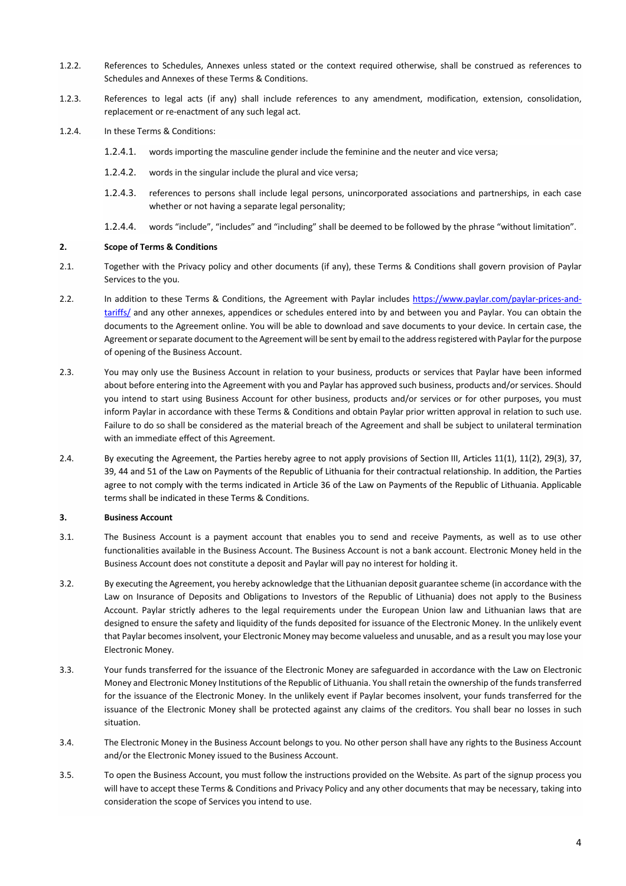1.2.2. References to Schedules, Annexes unless stated or the context required otherwise, shall be construed as references to Schedules and Annexes of these Terms & Conditions.

1.2.3. References to legal acts (if any) shall include references to any amendment, modification, extension, consolidation, replacement or re-enactment of any such legal act.

1.2.4. In these Terms & Conditions:

1.2.4.1. words importing the masculine gender include the feminine and the neuter and vice versa;

1.2.4.2. words in the singular include the plural and vice versa;

1.2.4.3. references to persons shall include legal persons, unincorporated associations and partnerships, in each case whether or not having a separate legal personality;

1.2.4.4. words "include", "includes" and "including" shall be deemed to be followed by the phrase "without limitation".

**2. Scope of Terms & Conditions**

2.1. Together with the Privacy policy and other documents (if any), these Terms & Conditions shall govern provision of Paylar Services to the you.

2.2. In addition to these Terms & Conditions, the Agreement with Paylar includes [https://www.paylar.com/paylar-prices-and-tariffs/](https://www.paylar.com/paylar-prices-and-tariffs/) and any other annexes, appendices or schedules entered into by and between you and Paylar. You can obtain the documents to the Agreement online. You will be able to download and save documents to your device. In certain case, the Agreement or separate document to the Agreement will be sent by email to the address registered with Paylar for the purpose of opening of the Business Account.

2.3. You may only use the Business Account in relation to your business, products or services that Paylar have been informed about before entering into the Agreement with you and Paylar has approved such business, products and/or services. Should you intend to start using Business Account for other business, products and/or services or for other purposes, you must inform Paylar in accordance with these Terms & Conditions and obtain Paylar prior written approval in relation to such use. Failure to do so shall be considered as the material breach of the Agreement and shall be subject to unilateral termination with an immediate effect of this Agreement.

2.4. By executing the Agreement, the Parties hereby agree to not apply provisions of Section III, Articles 11(1), 11(2), 29(3), 37, 39, 44 and 51 of the Law on Payments of the Republic of Lithuania for their contractual relationship. In addition, the Parties agree to not comply with the terms indicated in Article 36 of the Law on Payments of the Republic of Lithuania. Applicable terms shall be indicated in these Terms & Conditions.

**3. Business Account**

3.1. The Business Account is a payment account that enables you to send and receive Payments, as well as to use other functionalities available in the Business Account. The Business Account is not a bank account. Electronic Money held in the Business Account does not constitute a deposit and Paylar will pay no interest for holding it.

3.2. By executing the Agreement, you hereby acknowledge that the Lithuanian deposit guarantee scheme (in accordance with the Law on Insurance of Deposits and Obligations to Investors of the Republic of Lithuania) does not apply to the Business Account. Paylar strictly adheres to the legal requirements under the European Union law and Lithuanian laws that are designed to ensure the safety and liquidity of the funds deposited for issuance of the Electronic Money. In the unlikely event that Paylar becomes insolvent, your Electronic Money may become valueless and unusable, and as a result you may lose your Electronic Money.

3.3. Your funds transferred for the issuance of the Electronic Money are safeguarded in accordance with the Law on Electronic Money and Electronic Money Institutions of the Republic of Lithuania. You shall retain the ownership of the funds transferred for the issuance of the Electronic Money. In the unlikely event if Paylar becomes insolvent, your funds transferred for the issuance of the Electronic Money shall be protected against any claims of the creditors. You shall bear no losses in such situation.

3.4. The Electronic Money in the Business Account belongs to you. No other person shall have any rights to the Business Account and/or the Electronic Money issued to the Business Account.

3.5. To open the Business Account, you must follow the instructions provided on the Website. As part of the signup process you will have to accept these Terms & Conditions and Privacy Policy and any other documents that may be necessary, taking into consideration the scope of Services you intend to use.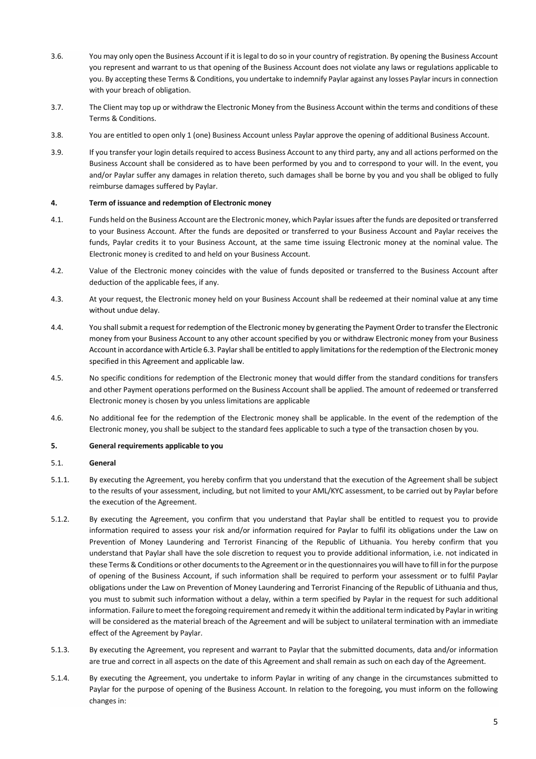3.6. You may only open the Business Account if it is legal to do so in your country of registration. By opening the Business Account you represent and warrant to us that opening of the Business Account does not violate any laws or regulations applicable to you. By accepting these Terms & Conditions, you undertake to indemnify Paylar against any losses Paylar incurs in connection with your breach of obligation.

3.7. The Client may top up or withdraw the Electronic Money from the Business Account within the terms and conditions of these Terms & Conditions.

3.8. You are entitled to open only 1 (one) Business Account unless Paylar approve the opening of additional Business Account.

3.9. If you transfer your login details required to access Business Account to any third party, any and all actions performed on the Business Account shall be considered as to have been performed by you and to correspond to your will. In the event, you and/or Paylar suffer any damages in relation thereto, such damages shall be borne by you and you shall be obliged to fully reimburse damages suffered by Paylar.

## 4. Term of issuance and redemption of Electronic money

4.1. Funds held on the Business Account are the Electronic money, which Paylar issues after the funds are deposited or transferred to your Business Account. After the funds are deposited or transferred to your Business Account and Paylar receives the funds, Paylar credits it to your Business Account, at the same time issuing Electronic money at the nominal value. The Electronic money is credited to and held on your Business Account.

4.2. Value of the Electronic money coincides with the value of funds deposited or transferred to the Business Account after deduction of the applicable fees, if any.

4.3. At your request, the Electronic money held on your Business Account shall be redeemed at their nominal value at any time without undue delay.

4.4. You shall submit a request for redemption of the Electronic money by generating the Payment Order to transfer the Electronic money from your Business Account to any other account specified by you or withdraw Electronic money from your Business Account in accordance with Article 6.3. Paylar shall be entitled to apply limitations for the redemption of the Electronic money specified in this Agreement and applicable law.

4.5. No specific conditions for redemption of the Electronic money that would differ from the standard conditions for transfers and other Payment operations performed on the Business Account shall be applied. The amount of redeemed or transferred Electronic money is chosen by you unless limitations are applicable

4.6. No additional fee for the redemption of the Electronic money shall be applicable. In the event of the redemption of the Electronic money, you shall be subject to the standard fees applicable to such a type of the transaction chosen by you.

## 5. General requirements applicable to you

### 5.1. General

5.1.1. By executing the Agreement, you hereby confirm that you understand that the execution of the Agreement shall be subject to the results of your assessment, including, but not limited to your AML/KYC assessment, to be carried out by Paylar before the execution of the Agreement.

5.1.2. By executing the Agreement, you confirm that you understand that Paylar shall be entitled to request you to provide information required to assess your risk and/or information required for Paylar to fulfil its obligations under the Law on Prevention of Money Laundering and Terrorist Financing of the Republic of Lithuania. You hereby confirm that you understand that Paylar shall have the sole discretion to request you to provide additional information, i.e. not indicated in these Terms & Conditions or other documents to the Agreement or in the questionnaires you will have to fill in for the purpose of opening of the Business Account, if such information shall be required to perform your assessment or to fulfil Paylar obligations under the Law on Prevention of Money Laundering and Terrorist Financing of the Republic of Lithuania and thus, you must to submit such information without a delay, within a term specified by Paylar in the request for such additional information. Failure to meet the foregoing requirement and remedy it within the additional term indicated by Paylar in writing will be considered as the material breach of the Agreement and will be subject to unilateral termination with an immediate effect of the Agreement by Paylar.

5.1.3. By executing the Agreement, you represent and warrant to Paylar that the submitted documents, data and/or information are true and correct in all aspects on the date of this Agreement and shall remain as such on each day of the Agreement.

5.1.4. By executing the Agreement, you undertake to inform Paylar in writing of any change in the circumstances submitted to Paylar for the purpose of opening of the Business Account. In relation to the foregoing, you must inform on the following changes in: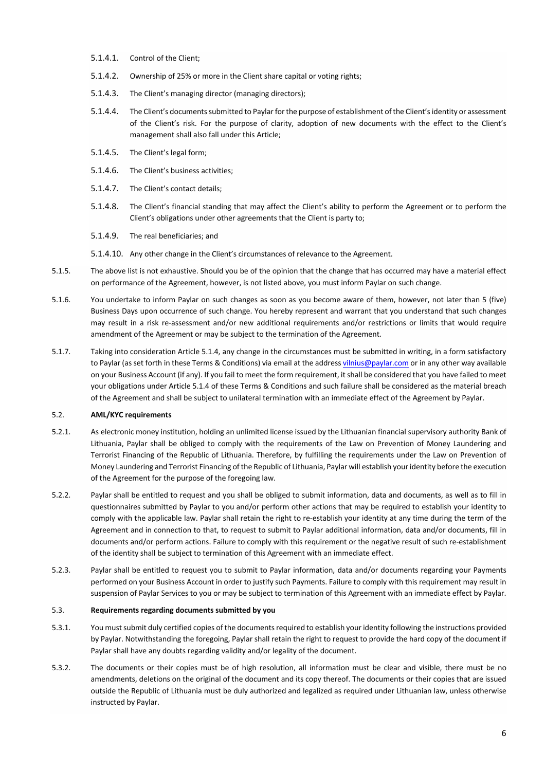5.1.4.1. Control of the Client;

5.1.4.2. Ownership of 25% or more in the Client share capital or voting rights;

5.1.4.3. The Client's managing director (managing directors);

5.1.4.4. The Client's documents submitted to Paylar for the purpose of establishment of the Client's identity or assessment of the Client's risk. For the purpose of clarity, adoption of new documents with the effect to the Client's management shall also fall under this Article;

5.1.4.5. The Client's legal form;

5.1.4.6. The Client's business activities;

5.1.4.7. The Client's contact details;

5.1.4.8. The Client's financial standing that may affect the Client's ability to perform the Agreement or to perform the Client's obligations under other agreements that the Client is party to;

5.1.4.9. The real beneficiaries; and

5.1.4.10. Any other change in the Client's circumstances of relevance to the Agreement.

5.1.5. The above list is not exhaustive. Should you be of the opinion that the change that has occurred may have a material effect on performance of the Agreement, however, is not listed above, you must inform Paylar on such change.

5.1.6. You undertake to inform Paylar on such changes as soon as you become aware of them, however, not later than 5 (five) Business Days upon occurrence of such change. You hereby represent and warrant that you understand that such changes may result in a risk re-assessment and/or new additional requirements and/or restrictions or limits that would require amendment of the Agreement or may be subject to the termination of the Agreement.

5.1.7. Taking into consideration Article 5.1.4, any change in the circumstances must be submitted in writing, in a form satisfactory to Paylar (as set forth in these Terms & Conditions) via email at the address vilnius@paylar.com or in any other way available on your Business Account (if any). If you fail to meet the form requirement, it shall be considered that you have failed to meet your obligations under Article 5.1.4 of these Terms & Conditions and such failure shall be considered as the material breach of the Agreement and shall be subject to unilateral termination with an immediate effect of the Agreement by Paylar.

### 5.2. AML/KYC requirements

5.2.1. As electronic money institution, holding an unlimited license issued by the Lithuanian financial supervisory authority Bank of Lithuania, Paylar shall be obliged to comply with the requirements of the Law on Prevention of Money Laundering and Terrorist Financing of the Republic of Lithuania. Therefore, by fulfilling the requirements under the Law on Prevention of Money Laundering and Terrorist Financing of the Republic of Lithuania, Paylar will establish your identity before the execution of the Agreement for the purpose of the foregoing law.

5.2.2. Paylar shall be entitled to request and you shall be obliged to submit information, data and documents, as well as to fill in questionnaires submitted by Paylar to you and/or perform other actions that may be required to establish your identity to comply with the applicable law. Paylar shall retain the right to re-establish your identity at any time during the term of the Agreement and in connection to that, to request to submit to Paylar additional information, data and/or documents, fill in documents and/or perform actions. Failure to comply with this requirement or the negative result of such re-establishment of the identity shall be subject to termination of this Agreement with an immediate effect.

5.2.3. Paylar shall be entitled to request you to submit to Paylar information, data and/or documents regarding your Payments performed on your Business Account in order to justify such Payments. Failure to comply with this requirement may result in suspension of Paylar Services to you or may be subject to termination of this Agreement with an immediate effect by Paylar.

### 5.3. Requirements regarding documents submitted by you

5.3.1. You must submit duly certified copies of the documents required to establish your identity following the instructions provided by Paylar. Notwithstanding the foregoing, Paylar shall retain the right to request to provide the hard copy of the document if Paylar shall have any doubts regarding validity and/or legality of the document.

5.3.2. The documents or their copies must be of high resolution, all information must be clear and visible, there must be no amendments, deletions on the original of the document and its copy thereof. The documents or their copies that are issued outside the Republic of Lithuania must be duly authorized and legalized as required under Lithuanian law, unless otherwise instructed by Paylar.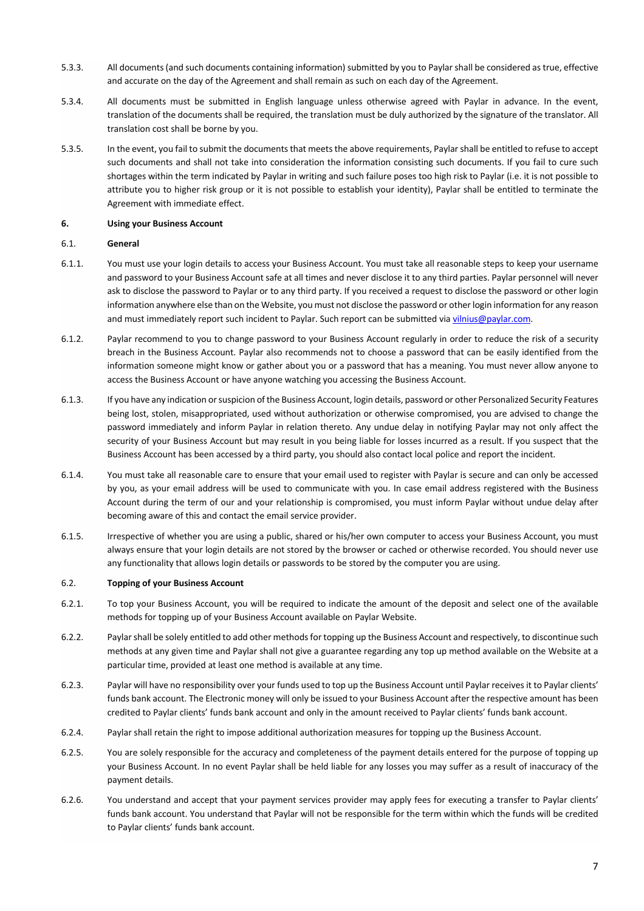5.3.3. All documents (and such documents containing information) submitted by you to Paylar shall be considered as true, effective and accurate on the day of the Agreement and shall remain as such on each day of the Agreement.

5.3.4. All documents must be submitted in English language unless otherwise agreed with Paylar in advance. In the event, translation of the documents shall be required, the translation must be duly authorized by the signature of the translator. All translation cost shall be borne by you.

5.3.5. In the event, you fail to submit the documents that meets the above requirements, Paylar shall be entitled to refuse to accept such documents and shall not take into consideration the information consisting such documents. If you fail to cure such shortages within the term indicated by Paylar in writing and such failure poses too high risk to Paylar (i.e. it is not possible to attribute you to higher risk group or it is not possible to establish your identity), Paylar shall be entitled to terminate the Agreement with immediate effect.

## 6. Using your Business Account

### 6.1. General

6.1.1. You must use your login details to access your Business Account. You must take all reasonable steps to keep your username and password to your Business Account safe at all times and never disclose it to any third parties. Paylar personnel will never ask to disclose the password to Paylar or to any third party. If you received a request to disclose the password or other login information anywhere else than on the Website, you must not disclose the password or other login information for any reason and must immediately report such incident to Paylar. Such report can be submitted via [vilnius@paylar.com](mailto:vilnius@paylar.com).

6.1.2. Paylar recommend to you to change password to your Business Account regularly in order to reduce the risk of a security breach in the Business Account. Paylar also recommends not to choose a password that can be easily identified from the information someone might know or gather about you or a password that has a meaning. You must never allow anyone to access the Business Account or have anyone watching you accessing the Business Account.

6.1.3. If you have any indication or suspicion of the Business Account, login details, password or other Personalized Security Features being lost, stolen, misappropriated, used without authorization or otherwise compromised, you are advised to change the password immediately and inform Paylar in relation thereto. Any undue delay in notifying Paylar may not only affect the security of your Business Account but may result in you being liable for losses incurred as a result. If you suspect that the Business Account has been accessed by a third party, you should also contact local police and report the incident.

6.1.4. You must take all reasonable care to ensure that your email used to register with Paylar is secure and can only be accessed by you, as your email address will be used to communicate with you. In case email address registered with the Business Account during the term of our and your relationship is compromised, you must inform Paylar without undue delay after becoming aware of this and contact the email service provider.

6.1.5. Irrespective of whether you are using a public, shared or his/her own computer to access your Business Account, you must always ensure that your login details are not stored by the browser or cached or otherwise recorded. You should never use any functionality that allows login details or passwords to be stored by the computer you are using.

### 6.2. Topping of your Business Account

6.2.1. To top your Business Account, you will be required to indicate the amount of the deposit and select one of the available methods for topping up of your Business Account available on Paylar Website.

6.2.2. Paylar shall be solely entitled to add other methods for topping up the Business Account and respectively, to discontinue such methods at any given time and Paylar shall not give a guarantee regarding any top up method available on the Website at a particular time, provided at least one method is available at any time.

6.2.3. Paylar will have no responsibility over your funds used to top up the Business Account until Paylar receives it to Paylar clients' funds bank account. The Electronic money will only be issued to your Business Account after the respective amount has been credited to Paylar clients' funds bank account and only in the amount received to Paylar clients' funds bank account.

6.2.4. Paylar shall retain the right to impose additional authorization measures for topping up the Business Account.

6.2.5. You are solely responsible for the accuracy and completeness of the payment details entered for the purpose of topping up your Business Account. In no event Paylar shall be held liable for any losses you may suffer as a result of inaccuracy of the payment details.

6.2.6. You understand and accept that your payment services provider may apply fees for executing a transfer to Paylar clients' funds bank account. You understand that Paylar will not be responsible for the term within which the funds will be credited to Paylar clients' funds bank account.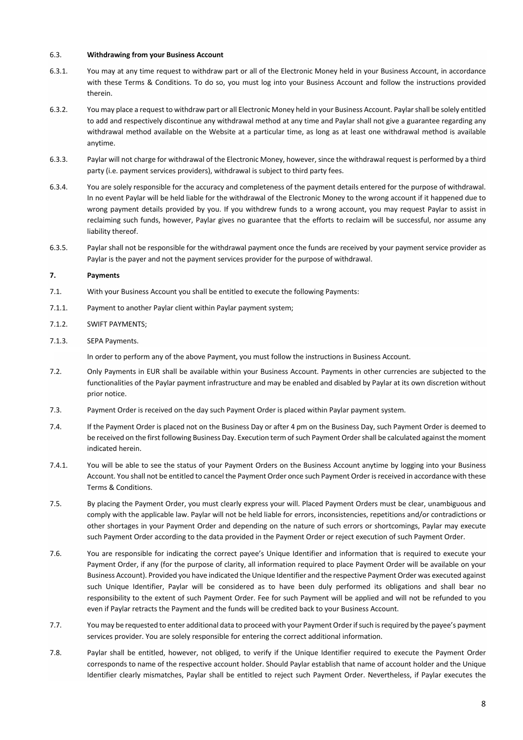6.3. **Withdrawing from your Business Account**

6.3.1. You may at any time request to withdraw part or all of the Electronic Money held in your Business Account, in accordance with these Terms & Conditions. To do so, you must log into your Business Account and follow the instructions provided therein.

6.3.2. You may place a request to withdraw part or all Electronic Money held in your Business Account. Paylar shall be solely entitled to add and respectively discontinue any withdrawal method at any time and Paylar shall not give a guarantee regarding any withdrawal method available on the Website at a particular time, as long as at least one withdrawal method is available anytime.

6.3.3. Paylar will not charge for withdrawal of the Electronic Money, however, since the withdrawal request is performed by a third party (i.e. payment services providers), withdrawal is subject to third party fees.

6.3.4. You are solely responsible for the accuracy and completeness of the payment details entered for the purpose of withdrawal. In no event Paylar will be held liable for the withdrawal of the Electronic Money to the wrong account if it happened due to wrong payment details provided by you. If you withdrew funds to a wrong account, you may request Paylar to assist in reclaiming such funds, however, Paylar gives no guarantee that the efforts to reclaim will be successful, nor assume any liability thereof.

6.3.5. Paylar shall not be responsible for the withdrawal payment once the funds are received by your payment service provider as Paylar is the payer and not the payment services provider for the purpose of withdrawal.

**7. Payments**

7.1. With your Business Account you shall be entitled to execute the following Payments:

7.1.1. Payment to another Paylar client within Paylar payment system;

7.1.2. SWIFT PAYMENTS;

7.1.3. SEPA Payments.

In order to perform any of the above Payment, you must follow the instructions in Business Account.

7.2. Only Payments in EUR shall be available within your Business Account. Payments in other currencies are subjected to the functionalities of the Paylar payment infrastructure and may be enabled and disabled by Paylar at its own discretion without prior notice.

7.3. Payment Order is received on the day such Payment Order is placed within Paylar payment system.

7.4. If the Payment Order is placed not on the Business Day or after 4 pm on the Business Day, such Payment Order is deemed to be received on the first following Business Day. Execution term of such Payment Order shall be calculated against the moment indicated herein.

7.4.1. You will be able to see the status of your Payment Orders on the Business Account anytime by logging into your Business Account. You shall not be entitled to cancel the Payment Order once such Payment Order is received in accordance with these Terms & Conditions.

7.5. By placing the Payment Order, you must clearly express your will. Placed Payment Orders must be clear, unambiguous and comply with the applicable law. Paylar will not be held liable for errors, inconsistencies, repetitions and/or contradictions or other shortages in your Payment Order and depending on the nature of such errors or shortcomings, Paylar may execute such Payment Order according to the data provided in the Payment Order or reject execution of such Payment Order.

7.6. You are responsible for indicating the correct payee's Unique Identifier and information that is required to execute your Payment Order, if any (for the purpose of clarity, all information required to place Payment Order will be available on your Business Account). Provided you have indicated the Unique Identifier and the respective Payment Order was executed against such Unique Identifier, Paylar will be considered as to have been duly performed its obligations and shall bear no responsibility to the extent of such Payment Order. Fee for such Payment will be applied and will not be refunded to you even if Paylar retracts the Payment and the funds will be credited back to your Business Account.

7.7. You may be requested to enter additional data to proceed with your Payment Order if such is required by the payee's payment services provider. You are solely responsible for entering the correct additional information.

7.8. Paylar shall be entitled, however, not obliged, to verify if the Unique Identifier required to execute the Payment Order corresponds to name of the respective account holder. Should Paylar establish that name of account holder and the Unique Identifier clearly mismatches, Paylar shall be entitled to reject such Payment Order. Nevertheless, if Paylar executes the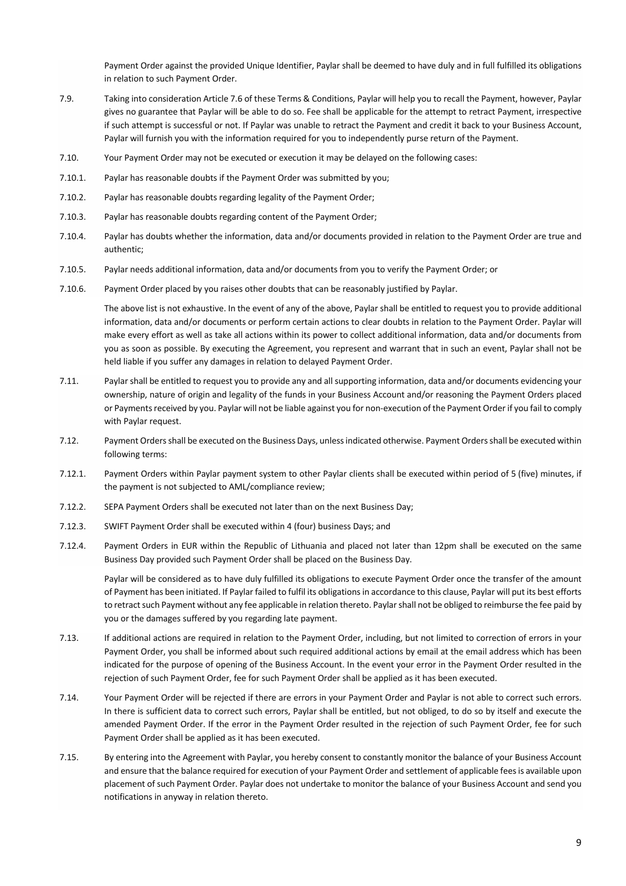Payment Order against the provided Unique Identifier, Paylar shall be deemed to have duly and in full fulfilled its obligations in relation to such Payment Order.

7.9. Taking into consideration Article 7.6 of these Terms & Conditions, Paylar will help you to recall the Payment, however, Paylar gives no guarantee that Paylar will be able to do so. Fee shall be applicable for the attempt to retract Payment, irrespective if such attempt is successful or not. If Paylar was unable to retract the Payment and credit it back to your Business Account, Paylar will furnish you with the information required for you to independently purse return of the Payment.

7.10. Your Payment Order may not be executed or execution it may be delayed on the following cases:

7.10.1. Paylar has reasonable doubts if the Payment Order was submitted by you;

7.10.2. Paylar has reasonable doubts regarding legality of the Payment Order;

7.10.3. Paylar has reasonable doubts regarding content of the Payment Order;

7.10.4. Paylar has doubts whether the information, data and/or documents provided in relation to the Payment Order are true and authentic;

7.10.5. Paylar needs additional information, data and/or documents from you to verify the Payment Order; or

7.10.6. Payment Order placed by you raises other doubts that can be reasonably justified by Paylar.

The above list is not exhaustive. In the event of any of the above, Paylar shall be entitled to request you to provide additional information, data and/or documents or perform certain actions to clear doubts in relation to the Payment Order. Paylar will make every effort as well as take all actions within its power to collect additional information, data and/or documents from you as soon as possible. By executing the Agreement, you represent and warrant that in such an event, Paylar shall not be held liable if you suffer any damages in relation to delayed Payment Order.

7.11. Paylar shall be entitled to request you to provide any and all supporting information, data and/or documents evidencing your ownership, nature of origin and legality of the funds in your Business Account and/or reasoning the Payment Orders placed or Payments received by you. Paylar will not be liable against you for non-execution of the Payment Order if you fail to comply with Paylar request.

7.12. Payment Orders shall be executed on the Business Days, unless indicated otherwise. Payment Orders shall be executed within following terms:

7.12.1. Payment Orders within Paylar payment system to other Paylar clients shall be executed within period of 5 (five) minutes, if the payment is not subjected to AML/compliance review;

7.12.2. SEPA Payment Orders shall be executed not later than on the next Business Day;

7.12.3. SWIFT Payment Order shall be executed within 4 (four) business Days; and

7.12.4. Payment Orders in EUR within the Republic of Lithuania and placed not later than 12pm shall be executed on the same Business Day provided such Payment Order shall be placed on the Business Day.

Paylar will be considered as to have duly fulfilled its obligations to execute Payment Order once the transfer of the amount of Payment has been initiated. If Paylar failed to fulfil its obligations in accordance to this clause, Paylar will put its best efforts to retract such Payment without any fee applicable in relation thereto. Paylar shall not be obliged to reimburse the fee paid by you or the damages suffered by you regarding late payment.

7.13. If additional actions are required in relation to the Payment Order, including, but not limited to correction of errors in your Payment Order, you shall be informed about such required additional actions by email at the email address which has been indicated for the purpose of opening of the Business Account. In the event your error in the Payment Order resulted in the rejection of such Payment Order, fee for such Payment Order shall be applied as it has been executed.

7.14. Your Payment Order will be rejected if there are errors in your Payment Order and Paylar is not able to correct such errors. In there is sufficient data to correct such errors, Paylar shall be entitled, but not obliged, to do so by itself and execute the amended Payment Order. If the error in the Payment Order resulted in the rejection of such Payment Order, fee for such Payment Order shall be applied as it has been executed.

7.15. By entering into the Agreement with Paylar, you hereby consent to constantly monitor the balance of your Business Account and ensure that the balance required for execution of your Payment Order and settlement of applicable fees is available upon placement of such Payment Order. Paylar does not undertake to monitor the balance of your Business Account and send you notifications in anyway in relation thereto.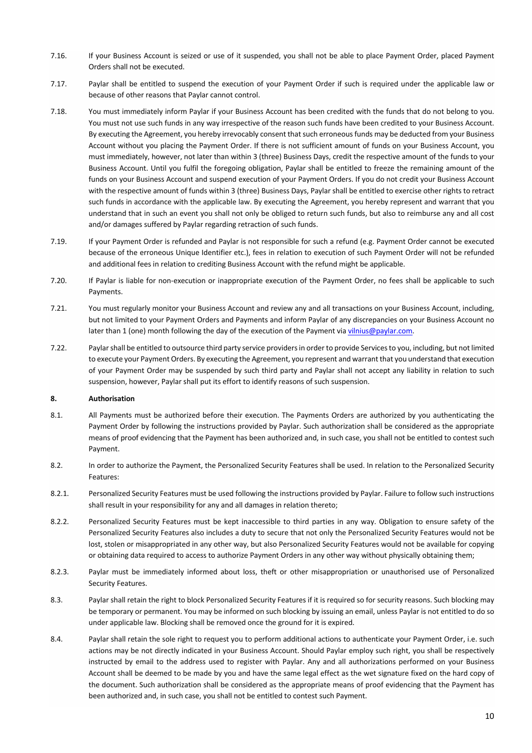7.16. If your Business Account is seized or use of it suspended, you shall not be able to place Payment Order, placed Payment Orders shall not be executed.

7.17. Paylar shall be entitled to suspend the execution of your Payment Order if such is required under the applicable law or because of other reasons that Paylar cannot control.

7.18. You must immediately inform Paylar if your Business Account has been credited with the funds that do not belong to you. You must not use such funds in any way irrespective of the reason such funds have been credited to your Business Account. By executing the Agreement, you hereby irrevocably consent that such erroneous funds may be deducted from your Business Account without you placing the Payment Order. If there is not sufficient amount of funds on your Business Account, you must immediately, however, not later than within 3 (three) Business Days, credit the respective amount of the funds to your Business Account. Until you fulfil the foregoing obligation, Paylar shall be entitled to freeze the remaining amount of the funds on your Business Account and suspend execution of your Payment Orders. If you do not credit your Business Account with the respective amount of funds within 3 (three) Business Days, Paylar shall be entitled to exercise other rights to retract such funds in accordance with the applicable law. By executing the Agreement, you hereby represent and warrant that you understand that in such an event you shall not only be obliged to return such funds, but also to reimburse any and all cost and/or damages suffered by Paylar regarding retraction of such funds.

7.19. If your Payment Order is refunded and Paylar is not responsible for such a refund (e.g. Payment Order cannot be executed because of the erroneous Unique Identifier etc.), fees in relation to execution of such Payment Order will not be refunded and additional fees in relation to crediting Business Account with the refund might be applicable.

7.20. If Paylar is liable for non-execution or inappropriate execution of the Payment Order, no fees shall be applicable to such Payments.

7.21. You must regularly monitor your Business Account and review any and all transactions on your Business Account, including, but not limited to your Payment Orders and Payments and inform Paylar of any discrepancies on your Business Account no later than 1 (one) month following the day of the execution of the Payment via vilnius@paylar.com.

7.22. Paylar shall be entitled to outsource third party service providers in order to provide Services to you, including, but not limited to execute your Payment Orders. By executing the Agreement, you represent and warrant that you understand that execution of your Payment Order may be suspended by such third party and Paylar shall not accept any liability in relation to such suspension, however, Paylar shall put its effort to identify reasons of such suspension.

## 8. Authorisation

8.1. All Payments must be authorized before their execution. The Payments Orders are authorized by you authenticating the Payment Order by following the instructions provided by Paylar. Such authorization shall be considered as the appropriate means of proof evidencing that the Payment has been authorized and, in such case, you shall not be entitled to contest such Payment.

8.2. In order to authorize the Payment, the Personalized Security Features shall be used. In relation to the Personalized Security Features:

8.2.1. Personalized Security Features must be used following the instructions provided by Paylar. Failure to follow such instructions shall result in your responsibility for any and all damages in relation thereto;

8.2.2. Personalized Security Features must be kept inaccessible to third parties in any way. Obligation to ensure safety of the Personalized Security Features also includes a duty to secure that not only the Personalized Security Features would not be lost, stolen or misappropriated in any other way, but also Personalized Security Features would not be available for copying or obtaining data required to access to authorize Payment Orders in any other way without physically obtaining them;

8.2.3. Paylar must be immediately informed about loss, theft or other misappropriation or unauthorised use of Personalized Security Features.

8.3. Paylar shall retain the right to block Personalized Security Features if it is required so for security reasons. Such blocking may be temporary or permanent. You may be informed on such blocking by issuing an email, unless Paylar is not entitled to do so under applicable law. Blocking shall be removed once the ground for it is expired.

8.4. Paylar shall retain the sole right to request you to perform additional actions to authenticate your Payment Order, i.e. such actions may be not directly indicated in your Business Account. Should Paylar employ such right, you shall be respectively instructed by email to the address used to register with Paylar. Any and all authorizations performed on your Business Account shall be deemed to be made by you and have the same legal effect as the wet signature fixed on the hard copy of the document. Such authorization shall be considered as the appropriate means of proof evidencing that the Payment has been authorized and, in such case, you shall not be entitled to contest such Payment.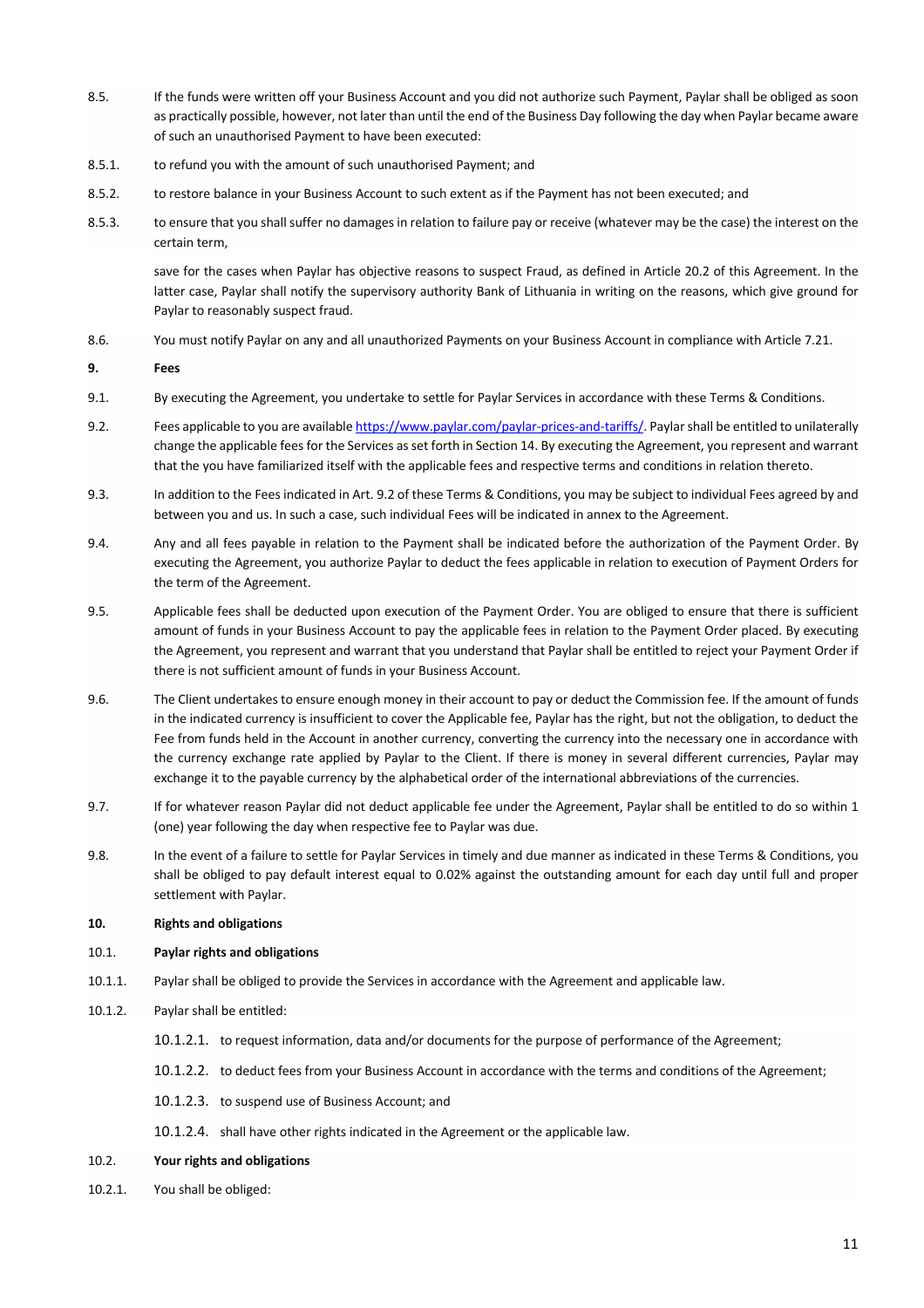8.5. If the funds were written off your Business Account and you did not authorize such Payment, Paylar shall be obliged as soon as practically possible, however, not later than until the end of the Business Day following the day when Paylar became aware of such an unauthorised Payment to have been executed:

8.5.1. to refund you with the amount of such unauthorised Payment; and

8.5.2. to restore balance in your Business Account to such extent as if the Payment has not been executed; and

8.5.3. to ensure that you shall suffer no damages in relation to failure pay or receive (whatever may be the case) the interest on the certain term,

save for the cases when Paylar has objective reasons to suspect Fraud, as defined in Article 20.2 of this Agreement. In the latter case, Paylar shall notify the supervisory authority Bank of Lithuania in writing on the reasons, which give ground for Paylar to reasonably suspect fraud.

8.6. You must notify Paylar on any and all unauthorized Payments on your Business Account in compliance with Article 7.21.

## 9. Fees

9.1. By executing the Agreement, you undertake to settle for Paylar Services in accordance with these Terms & Conditions.

9.2. Fees applicable to you are available https://www.paylar.com/paylar-prices-and-tariffs/. Paylar shall be entitled to unilaterally change the applicable fees for the Services as set forth in Section 14. By executing the Agreement, you represent and warrant that the you have familiarized itself with the applicable fees and respective terms and conditions in relation thereto.

9.3. In addition to the Fees indicated in Art. 9.2 of these Terms & Conditions, you may be subject to individual Fees agreed by and between you and us. In such a case, such individual Fees will be indicated in annex to the Agreement.

9.4. Any and all fees payable in relation to the Payment shall be indicated before the authorization of the Payment Order. By executing the Agreement, you authorize Paylar to deduct the fees applicable in relation to execution of Payment Orders for the term of the Agreement.

9.5. Applicable fees shall be deducted upon execution of the Payment Order. You are obliged to ensure that there is sufficient amount of funds in your Business Account to pay the applicable fees in relation to the Payment Order placed. By executing the Agreement, you represent and warrant that you understand that Paylar shall be entitled to reject your Payment Order if there is not sufficient amount of funds in your Business Account.

9.6. The Client undertakes to ensure enough money in their account to pay or deduct the Commission fee. If the amount of funds in the indicated currency is insufficient to cover the Applicable fee, Paylar has the right, but not the obligation, to deduct the Fee from funds held in the Account in another currency, converting the currency into the necessary one in accordance with the currency exchange rate applied by Paylar to the Client. If there is money in several different currencies, Paylar may exchange it to the payable currency by the alphabetical order of the international abbreviations of the currencies.

9.7. If for whatever reason Paylar did not deduct applicable fee under the Agreement, Paylar shall be entitled to do so within 1 (one) year following the day when respective fee to Paylar was due.

9.8. In the event of a failure to settle for Paylar Services in timely and due manner as indicated in these Terms & Conditions, you shall be obliged to pay default interest equal to 0.02% against the outstanding amount for each day until full and proper settlement with Paylar.

## 10. Rights and obligations

### 10.1. Paylar rights and obligations

10.1.1. Paylar shall be obliged to provide the Services in accordance with the Agreement and applicable law.

10.1.2. Paylar shall be entitled:

10.1.2.1. to request information, data and/or documents for the purpose of performance of the Agreement;

10.1.2.2. to deduct fees from your Business Account in accordance with the terms and conditions of the Agreement;

10.1.2.3. to suspend use of Business Account; and

10.1.2.4. shall have other rights indicated in the Agreement or the applicable law.

### 10.2. Your rights and obligations

10.2.1. You shall be obliged: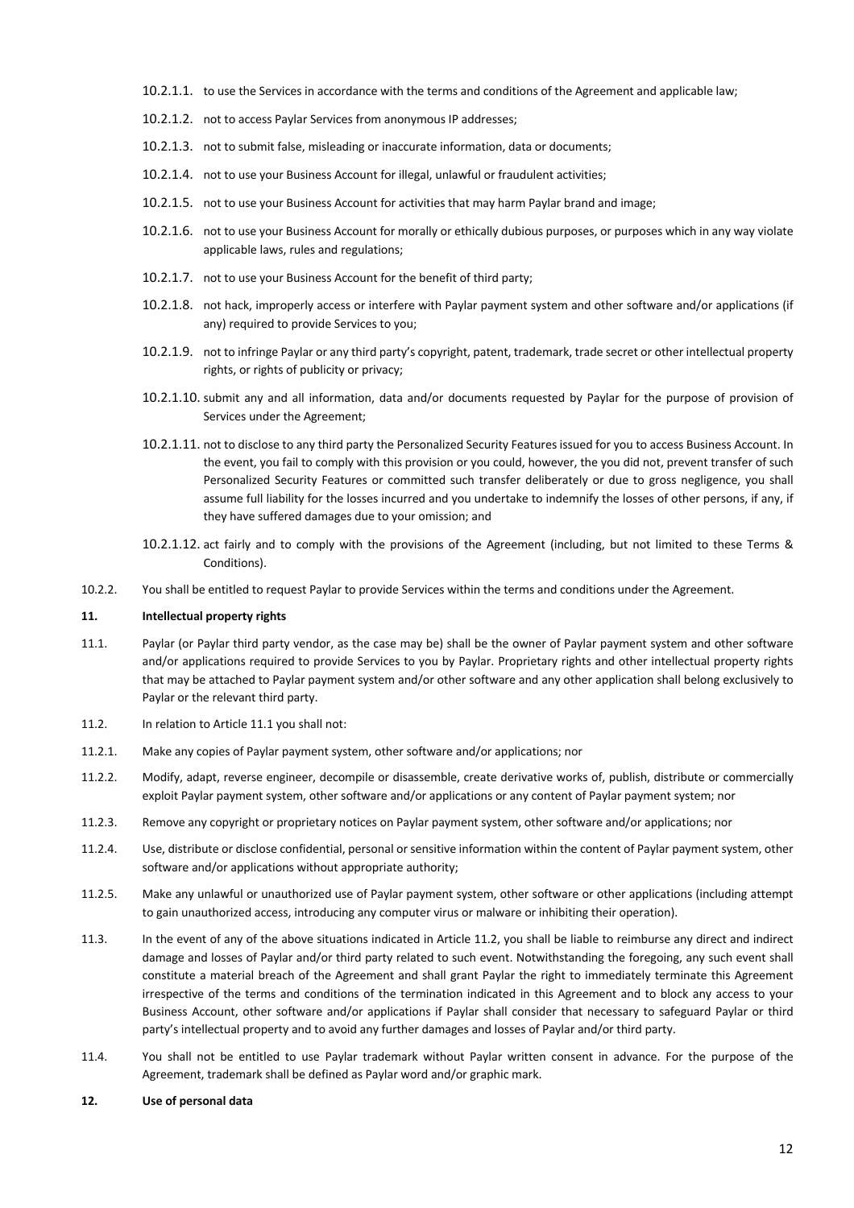10.2.1.1. to use the Services in accordance with the terms and conditions of the Agreement and applicable law;

10.2.1.2. not to access Paylar Services from anonymous IP addresses;

10.2.1.3. not to submit false, misleading or inaccurate information, data or documents;

10.2.1.4. not to use your Business Account for illegal, unlawful or fraudulent activities;

10.2.1.5. not to use your Business Account for activities that may harm Paylar brand and image;

10.2.1.6. not to use your Business Account for morally or ethically dubious purposes, or purposes which in any way violate applicable laws, rules and regulations;

10.2.1.7. not to use your Business Account for the benefit of third party;

10.2.1.8. not hack, improperly access or interfere with Paylar payment system and other software and/or applications (if any) required to provide Services to you;

10.2.1.9. not to infringe Paylar or any third party's copyright, patent, trademark, trade secret or other intellectual property rights, or rights of publicity or privacy;

10.2.1.10. submit any and all information, data and/or documents requested by Paylar for the purpose of provision of Services under the Agreement;

10.2.1.11. not to disclose to any third party the Personalized Security Features issued for you to access Business Account. In the event, you fail to comply with this provision or you could, however, the you did not, prevent transfer of such Personalized Security Features or committed such transfer deliberately or due to gross negligence, you shall assume full liability for the losses incurred and you undertake to indemnify the losses of other persons, if any, if they have suffered damages due to your omission; and

10.2.1.12. act fairly and to comply with the provisions of the Agreement (including, but not limited to these Terms & Conditions).

10.2.2. You shall be entitled to request Paylar to provide Services within the terms and conditions under the Agreement.

**11. Intellectual property rights**

11.1. Paylar (or Paylar third party vendor, as the case may be) shall be the owner of Paylar payment system and other software and/or applications required to provide Services to you by Paylar. Proprietary rights and other intellectual property rights that may be attached to Paylar payment system and/or other software and any other application shall belong exclusively to Paylar or the relevant third party.

11.2. In relation to Article 11.1 you shall not:

11.2.1. Make any copies of Paylar payment system, other software and/or applications; nor

11.2.2. Modify, adapt, reverse engineer, decompile or disassemble, create derivative works of, publish, distribute or commercially exploit Paylar payment system, other software and/or applications or any content of Paylar payment system; nor

11.2.3. Remove any copyright or proprietary notices on Paylar payment system, other software and/or applications; nor

11.2.4. Use, distribute or disclose confidential, personal or sensitive information within the content of Paylar payment system, other software and/or applications without appropriate authority;

11.2.5. Make any unlawful or unauthorized use of Paylar payment system, other software or other applications (including attempt to gain unauthorized access, introducing any computer virus or malware or inhibiting their operation).

11.3. In the event of any of the above situations indicated in Article 11.2, you shall be liable to reimburse any direct and indirect damage and losses of Paylar and/or third party related to such event. Notwithstanding the foregoing, any such event shall constitute a material breach of the Agreement and shall grant Paylar the right to immediately terminate this Agreement irrespective of the terms and conditions of the termination indicated in this Agreement and to block any access to your Business Account, other software and/or applications if Paylar shall consider that necessary to safeguard Paylar or third party's intellectual property and to avoid any further damages and losses of Paylar and/or third party.

11.4. You shall not be entitled to use Paylar trademark without Paylar written consent in advance. For the purpose of the Agreement, trademark shall be defined as Paylar word and/or graphic mark.

**12. Use of personal data**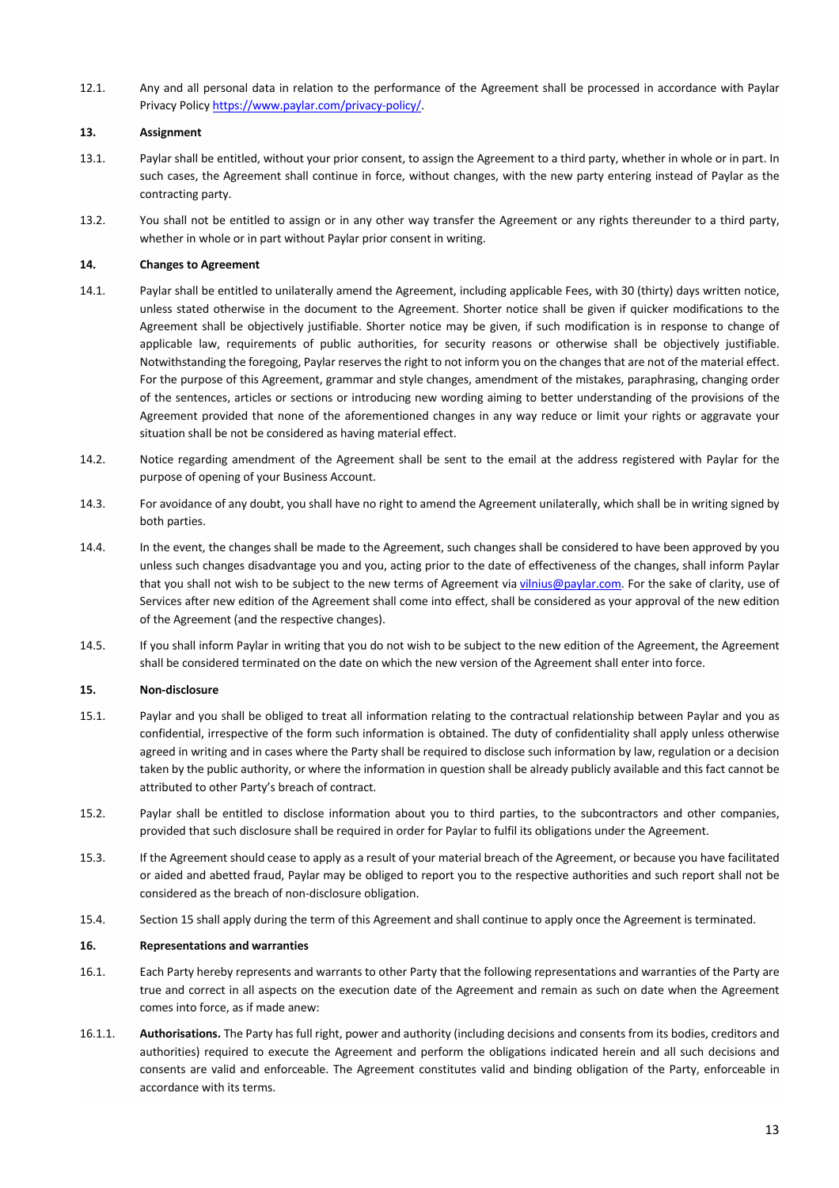12.1. Any and all personal data in relation to the performance of the Agreement shall be processed in accordance with Paylar Privacy Policy [https://www.paylar.com/privacy-policy/](https://www.paylar.com/privacy-policy/).

## 13. Assignment

13.1. Paylar shall be entitled, without your prior consent, to assign the Agreement to a third party, whether in whole or in part. In such cases, the Agreement shall continue in force, without changes, with the new party entering instead of Paylar as the contracting party.

13.2. You shall not be entitled to assign or in any other way transfer the Agreement or any rights thereunder to a third party, whether in whole or in part without Paylar prior consent in writing.

## 14. Changes to Agreement

14.1. Paylar shall be entitled to unilaterally amend the Agreement, including applicable Fees, with 30 (thirty) days written notice, unless stated otherwise in the document to the Agreement. Shorter notice shall be given if quicker modifications to the Agreement shall be objectively justifiable. Shorter notice may be given, if such modification is in response to change of applicable law, requirements of public authorities, for security reasons or otherwise shall be objectively justifiable. Notwithstanding the foregoing, Paylar reserves the right to not inform you on the changes that are not of the material effect. For the purpose of this Agreement, grammar and style changes, amendment of the mistakes, paraphrasing, changing order of the sentences, articles or sections or introducing new wording aiming to better understanding of the provisions of the Agreement provided that none of the aforementioned changes in any way reduce or limit your rights or aggravate your situation shall be not be considered as having material effect.

14.2. Notice regarding amendment of the Agreement shall be sent to the email at the address registered with Paylar for the purpose of opening of your Business Account.

14.3. For avoidance of any doubt, you shall have no right to amend the Agreement unilaterally, which shall be in writing signed by both parties.

14.4. In the event, the changes shall be made to the Agreement, such changes shall be considered to have been approved by you unless such changes disadvantage you and you, acting prior to the date of effectiveness of the changes, shall inform Paylar that you shall not wish to be subject to the new terms of Agreement via [vilnius@paylar.com](mailto:vilnius@paylar.com). For the sake of clarity, use of Services after new edition of the Agreement shall come into effect, shall be considered as your approval of the new edition of the Agreement (and the respective changes).

14.5. If you shall inform Paylar in writing that you do not wish to be subject to the new edition of the Agreement, the Agreement shall be considered terminated on the date on which the new version of the Agreement shall enter into force.

## 15. Non-disclosure

15.1. Paylar and you shall be obliged to treat all information relating to the contractual relationship between Paylar and you as confidential, irrespective of the form such information is obtained. The duty of confidentiality shall apply unless otherwise agreed in writing and in cases where the Party shall be required to disclose such information by law, regulation or a decision taken by the public authority, or where the information in question shall be already publicly available and this fact cannot be attributed to other Party's breach of contract.

15.2. Paylar shall be entitled to disclose information about you to third parties, to the subcontractors and other companies, provided that such disclosure shall be required in order for Paylar to fulfil its obligations under the Agreement.

15.3. If the Agreement should cease to apply as a result of your material breach of the Agreement, or because you have facilitated or aided and abetted fraud, Paylar may be obliged to report you to the respective authorities and such report shall not be considered as the breach of non-disclosure obligation.

15.4. Section 15 shall apply during the term of this Agreement and shall continue to apply once the Agreement is terminated.

## 16. Representations and warranties

16.1. Each Party hereby represents and warrants to other Party that the following representations and warranties of the Party are true and correct in all aspects on the execution date of the Agreement and remain as such on date when the Agreement comes into force, as if made anew:

16.1.1. **Authorisations.** The Party has full right, power and authority (including decisions and consents from its bodies, creditors and authorities) required to execute the Agreement and perform the obligations indicated herein and all such decisions and consents are valid and enforceable. The Agreement constitutes valid and binding obligation of the Party, enforceable in accordance with its terms.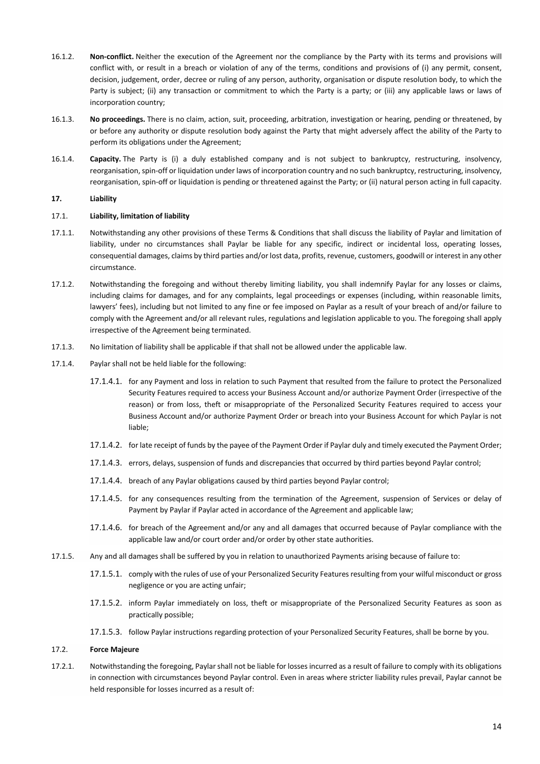16.1.2. **Non-conflict.** Neither the execution of the Agreement nor the compliance by the Party with its terms and provisions will conflict with, or result in a breach or violation of any of the terms, conditions and provisions of (i) any permit, consent, decision, judgement, order, decree or ruling of any person, authority, organisation or dispute resolution body, to which the Party is subject; (ii) any transaction or commitment to which the Party is a party; or (iii) any applicable laws or laws of incorporation country;

16.1.3. **No proceedings.** There is no claim, action, suit, proceeding, arbitration, investigation or hearing, pending or threatened, by or before any authority or dispute resolution body against the Party that might adversely affect the ability of the Party to perform its obligations under the Agreement;

16.1.4. **Capacity.** The Party is (i) a duly established company and is not subject to bankruptcy, restructuring, insolvency, reorganisation, spin-off or liquidation under laws of incorporation country and no such bankruptcy, restructuring, insolvency, reorganisation, spin-off or liquidation is pending or threatened against the Party; or (ii) natural person acting in full capacity.

**17. Liability**

17.1. **Liability, limitation of liability**

17.1.1. Notwithstanding any other provisions of these Terms & Conditions that shall discuss the liability of Paylar and limitation of liability, under no circumstances shall Paylar be liable for any specific, indirect or incidental loss, operating losses, consequential damages, claims by third parties and/or lost data, profits, revenue, customers, goodwill or interest in any other circumstance.

17.1.2. Notwithstanding the foregoing and without thereby limiting liability, you shall indemnify Paylar for any losses or claims, including claims for damages, and for any complaints, legal proceedings or expenses (including, within reasonable limits, lawyers' fees), including but not limited to any fine or fee imposed on Paylar as a result of your breach of and/or failure to comply with the Agreement and/or all relevant rules, regulations and legislation applicable to you. The foregoing shall apply irrespective of the Agreement being terminated.

17.1.3. No limitation of liability shall be applicable if that shall not be allowed under the applicable law.

17.1.4. Paylar shall not be held liable for the following:

17.1.4.1. for any Payment and loss in relation to such Payment that resulted from the failure to protect the Personalized Security Features required to access your Business Account and/or authorize Payment Order (irrespective of the reason) or from loss, theft or misappropriate of the Personalized Security Features required to access your Business Account and/or authorize Payment Order or breach into your Business Account for which Paylar is not liable;

17.1.4.2. for late receipt of funds by the payee of the Payment Order if Paylar duly and timely executed the Payment Order;

17.1.4.3. errors, delays, suspension of funds and discrepancies that occurred by third parties beyond Paylar control;

17.1.4.4. breach of any Paylar obligations caused by third parties beyond Paylar control;

17.1.4.5. for any consequences resulting from the termination of the Agreement, suspension of Services or delay of Payment by Paylar if Paylar acted in accordance of the Agreement and applicable law;

17.1.4.6. for breach of the Agreement and/or any and all damages that occurred because of Paylar compliance with the applicable law and/or court order and/or order by other state authorities.

17.1.5. Any and all damages shall be suffered by you in relation to unauthorized Payments arising because of failure to:

17.1.5.1. comply with the rules of use of your Personalized Security Features resulting from your wilful misconduct or gross negligence or you are acting unfair;

17.1.5.2. inform Paylar immediately on loss, theft or misappropriate of the Personalized Security Features as soon as practically possible;

17.1.5.3. follow Paylar instructions regarding protection of your Personalized Security Features, shall be borne by you.

17.2. **Force Majeure**

17.2.1. Notwithstanding the foregoing, Paylar shall not be liable for losses incurred as a result of failure to comply with its obligations in connection with circumstances beyond Paylar control. Even in areas where stricter liability rules prevail, Paylar cannot be held responsible for losses incurred as a result of: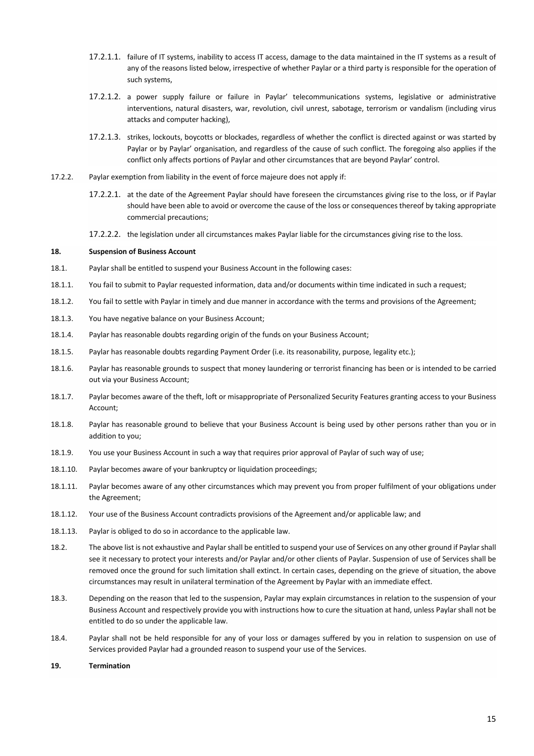17.2.1.1. failure of IT systems, inability to access IT access, damage to the data maintained in the IT systems as a result of any of the reasons listed below, irrespective of whether Paylar or a third party is responsible for the operation of such systems,

17.2.1.2. a power supply failure or failure in Paylar' telecommunications systems, legislative or administrative interventions, natural disasters, war, revolution, civil unrest, sabotage, terrorism or vandalism (including virus attacks and computer hacking),

17.2.1.3. strikes, lockouts, boycotts or blockades, regardless of whether the conflict is directed against or was started by Paylar or by Paylar' organisation, and regardless of the cause of such conflict. The foregoing also applies if the conflict only affects portions of Paylar and other circumstances that are beyond Paylar' control.

17.2.2. Paylar exemption from liability in the event of force majeure does not apply if:

17.2.2.1. at the date of the Agreement Paylar should have foreseen the circumstances giving rise to the loss, or if Paylar should have been able to avoid or overcome the cause of the loss or consequences thereof by taking appropriate commercial precautions;

17.2.2.2. the legislation under all circumstances makes Paylar liable for the circumstances giving rise to the loss.

**18. Suspension of Business Account**

18.1. Paylar shall be entitled to suspend your Business Account in the following cases:

18.1.1. You fail to submit to Paylar requested information, data and/or documents within time indicated in such a request;

18.1.2. You fail to settle with Paylar in timely and due manner in accordance with the terms and provisions of the Agreement;

18.1.3. You have negative balance on your Business Account;

18.1.4. Paylar has reasonable doubts regarding origin of the funds on your Business Account;

18.1.5. Paylar has reasonable doubts regarding Payment Order (i.e. its reasonability, purpose, legality etc.);

18.1.6. Paylar has reasonable grounds to suspect that money laundering or terrorist financing has been or is intended to be carried out via your Business Account;

18.1.7. Paylar becomes aware of the theft, loft or misappropriate of Personalized Security Features granting access to your Business Account;

18.1.8. Paylar has reasonable ground to believe that your Business Account is being used by other persons rather than you or in addition to you;

18.1.9. You use your Business Account in such a way that requires prior approval of Paylar of such way of use;

18.1.10. Paylar becomes aware of your bankruptcy or liquidation proceedings;

18.1.11. Paylar becomes aware of any other circumstances which may prevent you from proper fulfilment of your obligations under the Agreement;

18.1.12. Your use of the Business Account contradicts provisions of the Agreement and/or applicable law; and

18.1.13. Paylar is obliged to do so in accordance to the applicable law.

18.2. The above list is not exhaustive and Paylar shall be entitled to suspend your use of Services on any other ground if Paylar shall see it necessary to protect your interests and/or Paylar and/or other clients of Paylar. Suspension of use of Services shall be removed once the ground for such limitation shall extinct. In certain cases, depending on the grieve of situation, the above circumstances may result in unilateral termination of the Agreement by Paylar with an immediate effect.

18.3. Depending on the reason that led to the suspension, Paylar may explain circumstances in relation to the suspension of your Business Account and respectively provide you with instructions how to cure the situation at hand, unless Paylar shall not be entitled to do so under the applicable law.

18.4. Paylar shall not be held responsible for any of your loss or damages suffered by you in relation to suspension on use of Services provided Paylar had a grounded reason to suspend your use of the Services.

**19. Termination**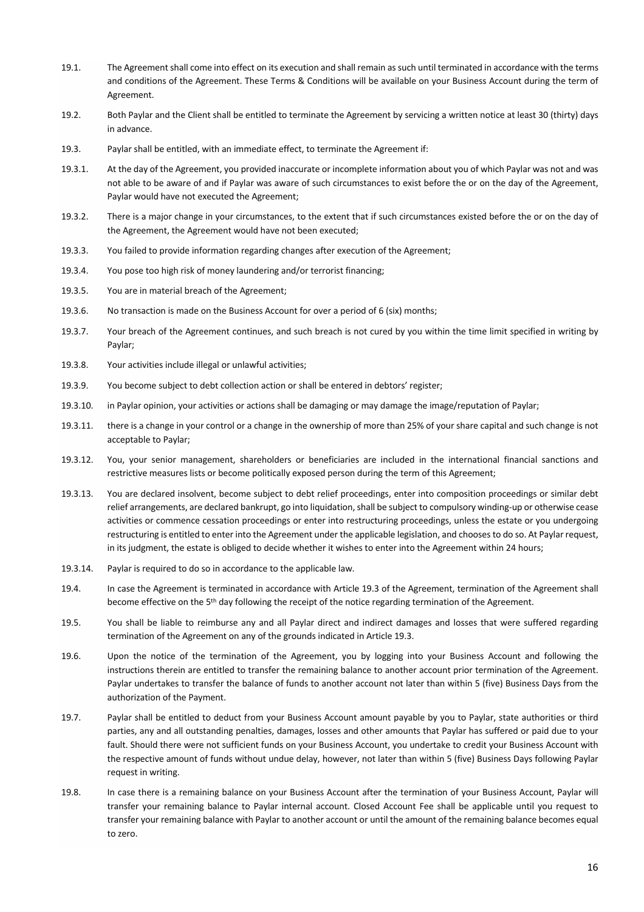19.1. The Agreement shall come into effect on its execution and shall remain as such until terminated in accordance with the terms and conditions of the Agreement. These Terms & Conditions will be available on your Business Account during the term of Agreement.

19.2. Both Paylar and the Client shall be entitled to terminate the Agreement by servicing a written notice at least 30 (thirty) days in advance.

19.3. Paylar shall be entitled, with an immediate effect, to terminate the Agreement if:

19.3.1. At the day of the Agreement, you provided inaccurate or incomplete information about you of which Paylar was not and was not able to be aware of and if Paylar was aware of such circumstances to exist before the or on the day of the Agreement, Paylar would have not executed the Agreement;

19.3.2. There is a major change in your circumstances, to the extent that if such circumstances existed before the or on the day of the Agreement, the Agreement would have not been executed;

19.3.3. You failed to provide information regarding changes after execution of the Agreement;

19.3.4. You pose too high risk of money laundering and/or terrorist financing;

19.3.5. You are in material breach of the Agreement;

19.3.6. No transaction is made on the Business Account for over a period of 6 (six) months;

19.3.7. Your breach of the Agreement continues, and such breach is not cured by you within the time limit specified in writing by Paylar;

19.3.8. Your activities include illegal or unlawful activities;

19.3.9. You become subject to debt collection action or shall be entered in debtors' register;

19.3.10. in Paylar opinion, your activities or actions shall be damaging or may damage the image/reputation of Paylar;

19.3.11. there is a change in your control or a change in the ownership of more than 25% of your share capital and such change is not acceptable to Paylar;

19.3.12. You, your senior management, shareholders or beneficiaries are included in the international financial sanctions and restrictive measures lists or become politically exposed person during the term of this Agreement;

19.3.13. You are declared insolvent, become subject to debt relief proceedings, enter into composition proceedings or similar debt relief arrangements, are declared bankrupt, go into liquidation, shall be subject to compulsory winding-up or otherwise cease activities or commence cessation proceedings or enter into restructuring proceedings, unless the estate or you undergoing restructuring is entitled to enter into the Agreement under the applicable legislation, and chooses to do so. At Paylar request, in its judgment, the estate is obliged to decide whether it wishes to enter into the Agreement within 24 hours;

19.3.14. Paylar is required to do so in accordance to the applicable law.

19.4. In case the Agreement is terminated in accordance with Article 19.3 of the Agreement, termination of the Agreement shall become effective on the 5th day following the receipt of the notice regarding termination of the Agreement.

19.5. You shall be liable to reimburse any and all Paylar direct and indirect damages and losses that were suffered regarding termination of the Agreement on any of the grounds indicated in Article 19.3.

19.6. Upon the notice of the termination of the Agreement, you by logging into your Business Account and following the instructions therein are entitled to transfer the remaining balance to another account prior termination of the Agreement. Paylar undertakes to transfer the balance of funds to another account not later than within 5 (five) Business Days from the authorization of the Payment.

19.7. Paylar shall be entitled to deduct from your Business Account amount payable by you to Paylar, state authorities or third parties, any and all outstanding penalties, damages, losses and other amounts that Paylar has suffered or paid due to your fault. Should there were not sufficient funds on your Business Account, you undertake to credit your Business Account with the respective amount of funds without undue delay, however, not later than within 5 (five) Business Days following Paylar request in writing.

19.8. In case there is a remaining balance on your Business Account after the termination of your Business Account, Paylar will transfer your remaining balance to Paylar internal account. Closed Account Fee shall be applicable until you request to transfer your remaining balance with Paylar to another account or until the amount of the remaining balance becomes equal to zero.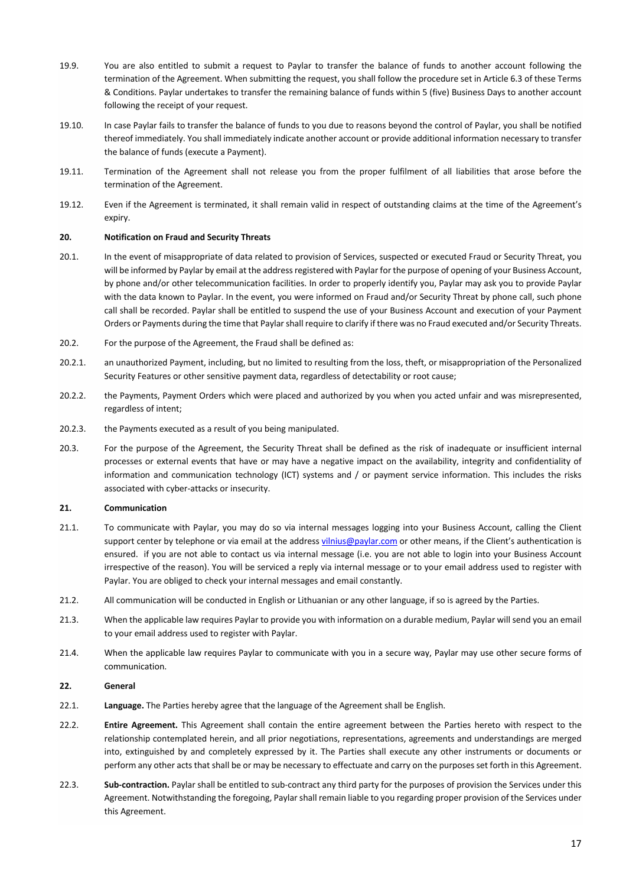19.9. You are also entitled to submit a request to Paylar to transfer the balance of funds to another account following the termination of the Agreement. When submitting the request, you shall follow the procedure set in Article 6.3 of these Terms & Conditions. Paylar undertakes to transfer the remaining balance of funds within 5 (five) Business Days to another account following the receipt of your request.

19.10. In case Paylar fails to transfer the balance of funds to you due to reasons beyond the control of Paylar, you shall be notified thereof immediately. You shall immediately indicate another account or provide additional information necessary to transfer the balance of funds (execute a Payment).

19.11. Termination of the Agreement shall not release you from the proper fulfilment of all liabilities that arose before the termination of the Agreement.

19.12. Even if the Agreement is terminated, it shall remain valid in respect of outstanding claims at the time of the Agreement's expiry.

## 20. Notification on Fraud and Security Threats

20.1. In the event of misappropriate of data related to provision of Services, suspected or executed Fraud or Security Threat, you will be informed by Paylar by email at the address registered with Paylar for the purpose of opening of your Business Account, by phone and/or other telecommunication facilities. In order to properly identify you, Paylar may ask you to provide Paylar with the data known to Paylar. In the event, you were informed on Fraud and/or Security Threat by phone call, such phone call shall be recorded. Paylar shall be entitled to suspend the use of your Business Account and execution of your Payment Orders or Payments during the time that Paylar shall require to clarify if there was no Fraud executed and/or Security Threats.

20.2. For the purpose of the Agreement, the Fraud shall be defined as:

20.2.1. an unauthorized Payment, including, but no limited to resulting from the loss, theft, or misappropriation of the Personalized Security Features or other sensitive payment data, regardless of detectability or root cause;

20.2.2. the Payments, Payment Orders which were placed and authorized by you when you acted unfair and was misrepresented, regardless of intent;

20.2.3. the Payments executed as a result of you being manipulated.

20.3. For the purpose of the Agreement, the Security Threat shall be defined as the risk of inadequate or insufficient internal processes or external events that have or may have a negative impact on the availability, integrity and confidentiality of information and communication technology (ICT) systems and / or payment service information. This includes the risks associated with cyber-attacks or insecurity.

## 21. Communication

21.1. To communicate with Paylar, you may do so via internal messages logging into your Business Account, calling the Client support center by telephone or via email at the address vilnius@paylar.com or other means, if the Client's authentication is ensured. if you are not able to contact us via internal message (i.e. you are not able to login into your Business Account irrespective of the reason). You will be serviced a reply via internal message or to your email address used to register with Paylar. You are obliged to check your internal messages and email constantly.

21.2. All communication will be conducted in English or Lithuanian or any other language, if so is agreed by the Parties.

21.3. When the applicable law requires Paylar to provide you with information on a durable medium, Paylar will send you an email to your email address used to register with Paylar.

21.4. When the applicable law requires Paylar to communicate with you in a secure way, Paylar may use other secure forms of communication.

## 22. General

22.1. **Language.** The Parties hereby agree that the language of the Agreement shall be English.

22.2. **Entire Agreement.** This Agreement shall contain the entire agreement between the Parties hereto with respect to the relationship contemplated herein, and all prior negotiations, representations, agreements and understandings are merged into, extinguished by and completely expressed by it. The Parties shall execute any other instruments or documents or perform any other acts that shall be or may be necessary to effectuate and carry on the purposes set forth in this Agreement.

22.3. **Sub-contraction.** Paylar shall be entitled to sub-contract any third party for the purposes of provision the Services under this Agreement. Notwithstanding the foregoing, Paylar shall remain liable to you regarding proper provision of the Services under this Agreement.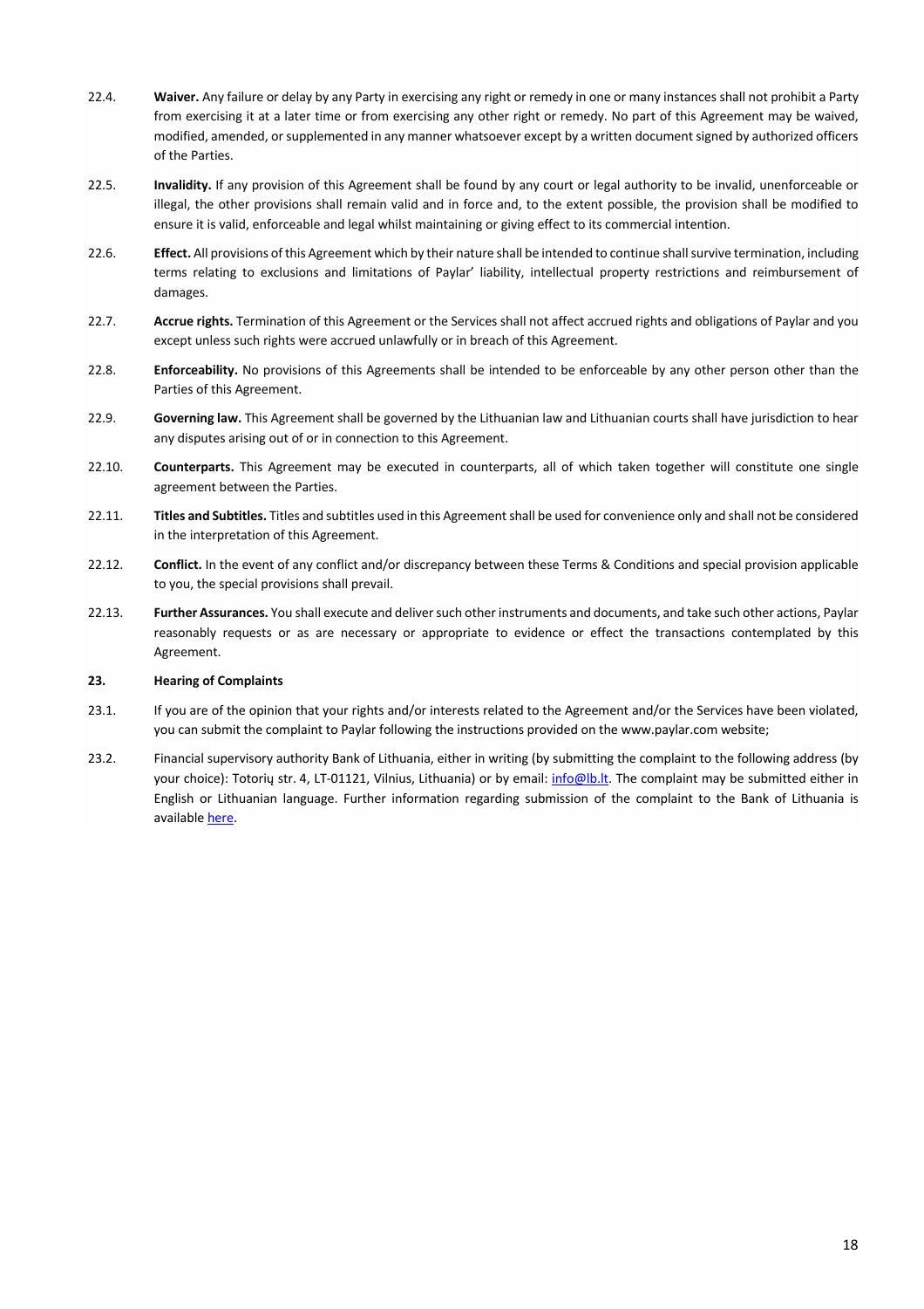22.4. **Waiver.** Any failure or delay by any Party in exercising any right or remedy in one or many instances shall not prohibit a Party from exercising it at a later time or from exercising any other right or remedy. No part of this Agreement may be waived, modified, amended, or supplemented in any manner whatsoever except by a written document signed by authorized officers of the Parties.

22.5. **Invalidity.** If any provision of this Agreement shall be found by any court or legal authority to be invalid, unenforceable or illegal, the other provisions shall remain valid and in force and, to the extent possible, the provision shall be modified to ensure it is valid, enforceable and legal whilst maintaining or giving effect to its commercial intention.

22.6. **Effect.** All provisions of this Agreement which by their nature shall be intended to continue shall survive termination, including terms relating to exclusions and limitations of Paylar' liability, intellectual property restrictions and reimbursement of damages.

22.7. **Accrue rights.** Termination of this Agreement or the Services shall not affect accrued rights and obligations of Paylar and you except unless such rights were accrued unlawfully or in breach of this Agreement.

22.8. **Enforceability.** No provisions of this Agreements shall be intended to be enforceable by any other person other than the Parties of this Agreement.

22.9. **Governing law.** This Agreement shall be governed by the Lithuanian law and Lithuanian courts shall have jurisdiction to hear any disputes arising out of or in connection to this Agreement.

22.10. **Counterparts.** This Agreement may be executed in counterparts, all of which taken together will constitute one single agreement between the Parties.

22.11. **Titles and Subtitles.** Titles and subtitles used in this Agreement shall be used for convenience only and shall not be considered in the interpretation of this Agreement.

22.12. **Conflict.** In the event of any conflict and/or discrepancy between these Terms & Conditions and special provision applicable to you, the special provisions shall prevail.

22.13. **Further Assurances.** You shall execute and deliver such other instruments and documents, and take such other actions, Paylar reasonably requests or as are necessary or appropriate to evidence or effect the transactions contemplated by this Agreement.

## 23. Hearing of Complaints

23.1. If you are of the opinion that your rights and/or interests related to the Agreement and/or the Services have been violated, you can submit the complaint to Paylar following the instructions provided on the www.paylar.com website;

23.2. Financial supervisory authority Bank of Lithuania, either in writing (by submitting the complaint to the following address (by your choice): Totorių str. 4, LT-01121, Vilnius, Lithuania) or by email: info@lb.lt. The complaint may be submitted either in English or Lithuanian language. Further information regarding submission of the complaint to the Bank of Lithuania is available here.